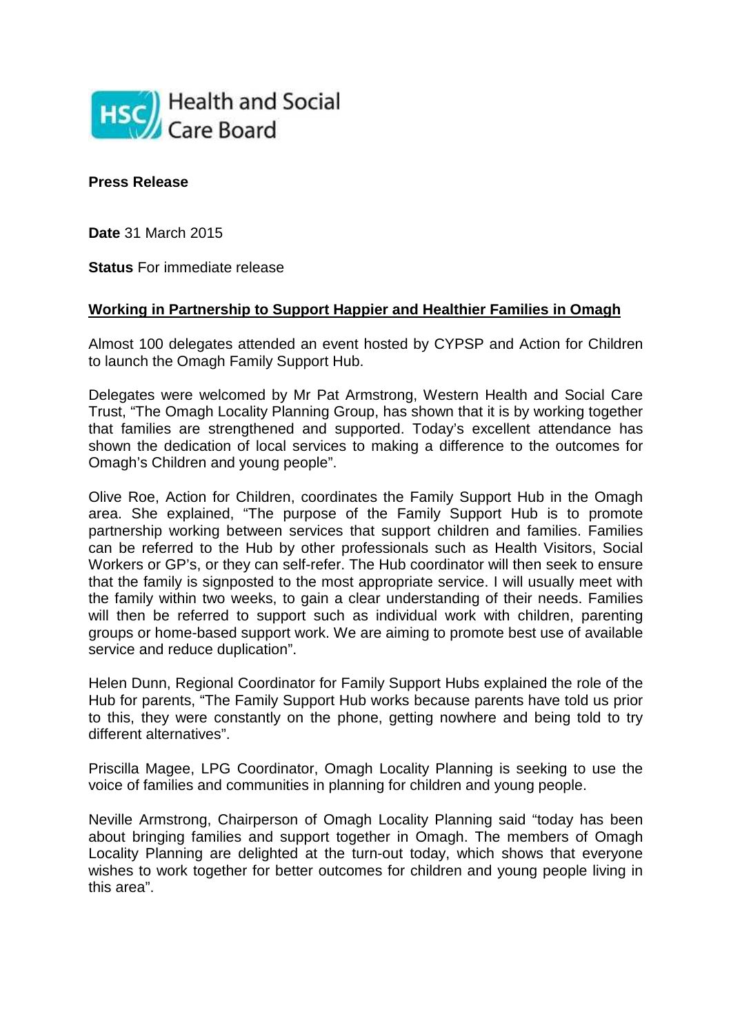Health and Social Care Board

**Press Release**

**Date** 31 March 2015

**Status** For immediate release

**Working in Partnership to Support Happier and Healthier Families in Omagh**

Almost 100 delegates attended an event hosted by CYPSP and Action for Children to launch the Omagh Family Support Hub.

Delegates were welcomed by Mr Pat Armstrong, Western Health and Social Care Trust, "The Omagh Locality Planning Group, has shown that it is by working together that families are strengthened and supported. Today's excellent attendance has shown the dedication of local services to making a difference to the outcomes for Omagh's Children and young people".

Olive Roe, Action for Children, coordinates the Family Support Hub in the Omagh area. She explained, "The purpose of the Family Support Hub is to promote partnership working between services that support children and families. Families can be referred to the Hub by other professionals such as Health Visitors, Social Workers or GP's, or they can self-refer. The Hub coordinator will then seek to ensure that the family is signposted to the most appropriate service. I will usually meet with the family within two weeks, to gain a clear understanding of their needs. Families will then be referred to support such as individual work with children, parenting groups or home-based support work. We are aiming to promote best use of available service and reduce duplication".

Helen Dunn, Regional Coordinator for Family Support Hubs explained the role of the Hub for parents, "The Family Support Hub works because parents have told us prior to this, they were constantly on the phone, getting nowhere and being told to try different alternatives".

Priscilla Magee, LPG Coordinator, Omagh Locality Planning is seeking to use the voice of families and communities in planning for children and young people.

Neville Armstrong, Chairperson of Omagh Locality Planning said "today has been about bringing families and support together in Omagh. The members of Omagh Locality Planning are delighted at the turn-out today, which shows that everyone wishes to work together for better outcomes for children and young people living in this area".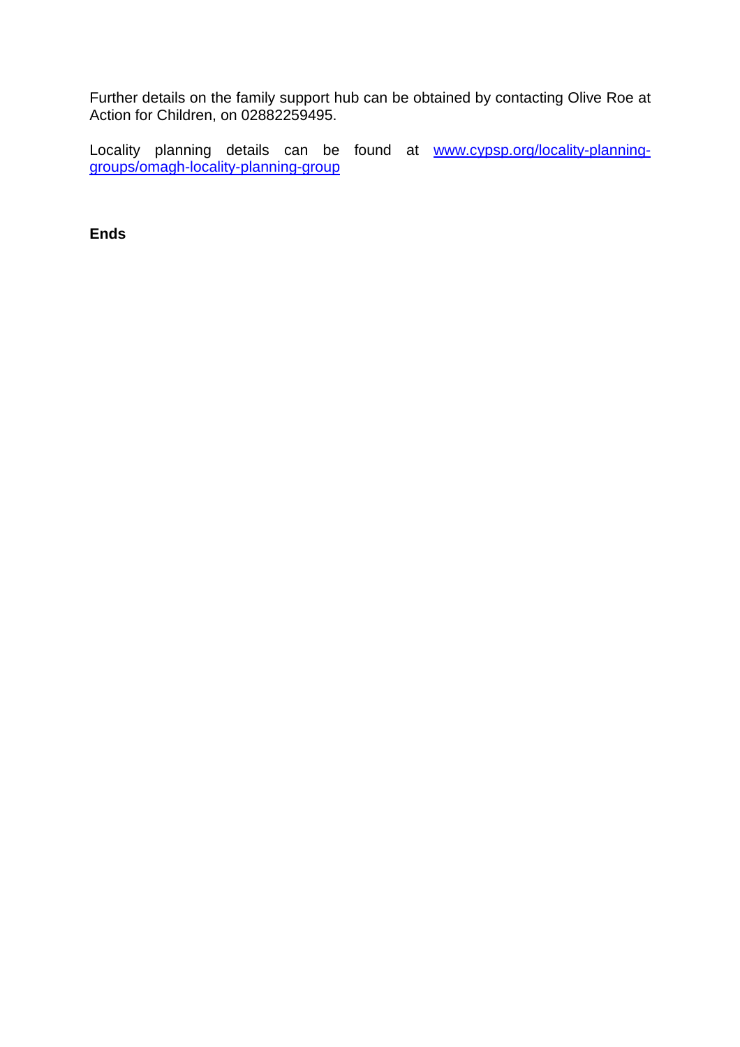Further details on the family support hub can be obtained by contacting Olive Roe at Action for Children, on 02882259495.

Locality planning details can be found at [www.cypsp.org/locality-planning-groups/omagh-locality-planning-group](www.cypsp.org/locality-planning-groups/omagh-locality-planning-group)

**Ends**